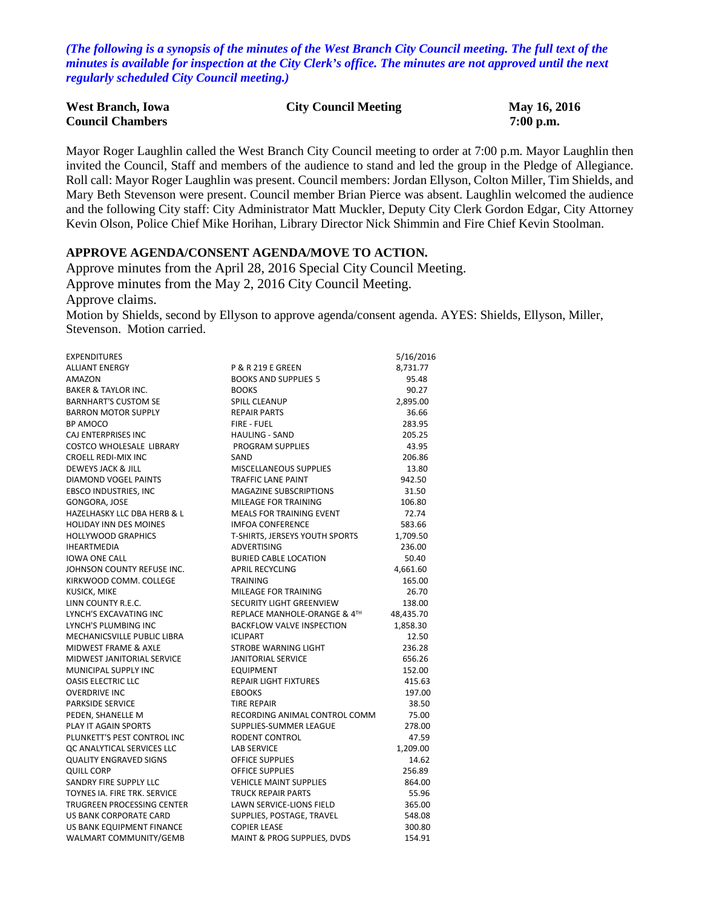*(The following is a synopsis of the minutes of the West Branch City Council meeting. The full text of the minutes is available for inspection at the City Clerk's office. The minutes are not approved until the next regularly scheduled City Council meeting.)*

**West Branch, Iowa** **City Council Meeting** **May 16, 2016**
**Council Chambers** **7:00 p.m.**

Mayor Roger Laughlin called the West Branch City Council meeting to order at 7:00 p.m. Mayor Laughlin then invited the Council, Staff and members of the audience to stand and led the group in the Pledge of Allegiance. Roll call: Mayor Roger Laughlin was present. Council members: Jordan Ellyson, Colton Miller, Tim Shields, and Mary Beth Stevenson were present. Council member Brian Pierce was absent. Laughlin welcomed the audience and the following City staff: City Administrator Matt Muckler, Deputy City Clerk Gordon Edgar, City Attorney Kevin Olson, Police Chief Mike Horihan, Library Director Nick Shimmin and Fire Chief Kevin Stoolman.

## APPROVE AGENDA/CONSENT AGENDA/MOVE TO ACTION.

Approve minutes from the April 28, 2016 Special City Council Meeting.
Approve minutes from the May 2, 2016 City Council Meeting.
Approve claims.
Motion by Shields, second by Ellyson to approve agenda/consent agenda. AYES: Shields, Ellyson, Miller, Stevenson. Motion carried.

| EXPENDITURES | | 5/16/2016 |
|---|---|---|
| ALLIANT ENERGY | P & R 219 E GREEN | 8,731.77 |
| AMAZON | BOOKS AND SUPPLIES 5 | 95.48 |
| BAKER & TAYLOR INC. | BOOKS | 90.27 |
| BARNHART'S CUSTOM SE | SPILL CLEANUP | 2,895.00 |
| BARRON MOTOR SUPPLY | REPAIR PARTS | 36.66 |
| BP AMOCO | FIRE - FUEL | 283.95 |
| CAJ ENTERPRISES INC | HAULING - SAND | 205.25 |
| COSTCO WHOLESALE LIBRARY | PROGRAM SUPPLIES | 43.95 |
| CROELL REDI-MIX INC | SAND | 206.86 |
| DEWEYS JACK & JILL | MISCELLANEOUS SUPPLIES | 13.80 |
| DIAMOND VOGEL PAINTS | TRAFFIC LANE PAINT | 942.50 |
| EBSCO INDUSTRIES, INC | MAGAZINE SUBSCRIPTIONS | 31.50 |
| GONGORA, JOSE | MILEAGE FOR TRAINING | 106.80 |
| HAZELHASKY LLC DBA HERB & L | MEALS FOR TRAINING EVENT | 72.74 |
| HOLIDAY INN DES MOINES | IMFOA CONFERENCE | 583.66 |
| HOLLYWOOD GRAPHICS | T-SHIRTS, JERSEYS YOUTH SPORTS | 1,709.50 |
| IHEARTMEDIA | ADVERTISING | 236.00 |
| IOWA ONE CALL | BURIED CABLE LOCATION | 50.40 |
| JOHNSON COUNTY REFUSE INC. | APRIL RECYCLING | 4,661.60 |
| KIRKWOOD COMM. COLLEGE | TRAINING | 165.00 |
| KUSICK, MIKE | MILEAGE FOR TRAINING | 26.70 |
| LINN COUNTY R.E.C. | SECURITY LIGHT GREENVIEW | 138.00 |
| LYNCH'S EXCAVATING INC | REPLACE MANHOLE-ORANGE & 4TH | 48,435.70 |
| LYNCH'S PLUMBING INC | BACKFLOW VALVE INSPECTION | 1,858.30 |
| MECHANICSVILLE PUBLIC LIBRA | ICLIPART | 12.50 |
| MIDWEST FRAME & AXLE | STROBE WARNING LIGHT | 236.28 |
| MIDWEST JANITORIAL SERVICE | JANITORIAL SERVICE | 656.26 |
| MUNICIPAL SUPPLY INC | EQUIPMENT | 152.00 |
| OASIS ELECTRIC LLC | REPAIR LIGHT FIXTURES | 415.63 |
| OVERDRIVE INC | EBOOKS | 197.00 |
| PARKSIDE SERVICE | TIRE REPAIR | 38.50 |
| PEDEN, SHANELLE M | RECORDING ANIMAL CONTROL COMM | 75.00 |
| PLAY IT AGAIN SPORTS | SUPPLIES-SUMMER LEAGUE | 278.00 |
| PLUNKETT'S PEST CONTROL INC | RODENT CONTROL | 47.59 |
| QC ANALYTICAL SERVICES LLC | LAB SERVICE | 1,209.00 |
| QUALITY ENGRAVED SIGNS | OFFICE SUPPLIES | 14.62 |
| QUILL CORP | OFFICE SUPPLIES | 256.89 |
| SANDRY FIRE SUPPLY LLC | VEHICLE MAINT SUPPLIES | 864.00 |
| TOYNES IA. FIRE TRK. SERVICE | TRUCK REPAIR PARTS | 55.96 |
| TRUGREEN PROCESSING CENTER | LAWN SERVICE-LIONS FIELD | 365.00 |
| US BANK CORPORATE CARD | SUPPLIES, POSTAGE, TRAVEL | 548.08 |
| US BANK EQUIPMENT FINANCE | COPIER LEASE | 300.80 |
| WALMART COMMUNITY/GEMB | MAINT & PROG SUPPLIES, DVDS | 154.91 |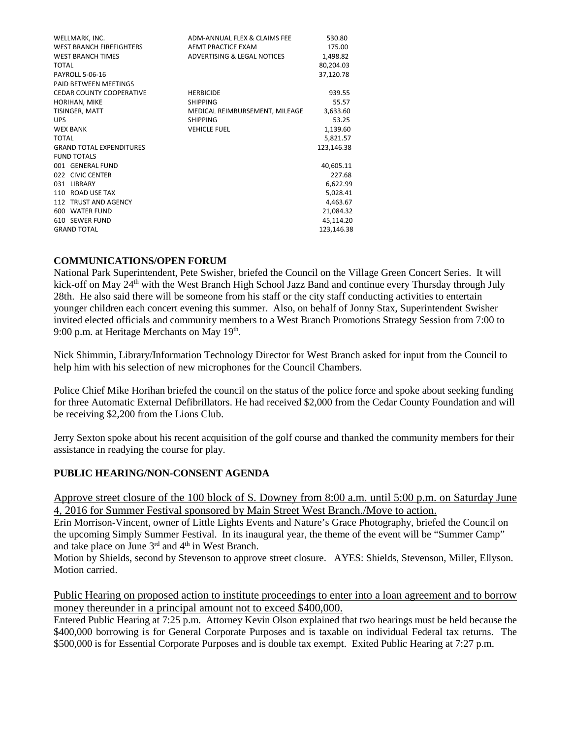| | | |
|---|---|---|
| WELLMARK, INC. | ADM-ANNUAL FLEX & CLAIMS FEE | 530.80 |
| WEST BRANCH FIREFIGHTERS | AEMT PRACTICE EXAM | 175.00 |
| WEST BRANCH TIMES | ADVERTISING & LEGAL NOTICES | 1,498.82 |
| TOTAL | | 80,204.03 |
| PAYROLL 5-06-16 | | 37,120.78 |
| PAID BETWEEN MEETINGS | | |
| CEDAR COUNTY COOPERATIVE | HERBICIDE | 939.55 |
| HORIHAN, MIKE | SHIPPING | 55.57 |
| TISINGER, MATT | MEDICAL REIMBURSEMENT, MILEAGE | 3,633.60 |
| UPS | SHIPPING | 53.25 |
| WEX BANK | VEHICLE FUEL | 1,139.60 |
| TOTAL | | 5,821.57 |
| GRAND TOTAL EXPENDITURES | | 123,146.38 |
| FUND TOTALS | | |
| 001 GENERAL FUND | | 40,605.11 |
| 022 CIVIC CENTER | | 227.68 |
| 031 LIBRARY | | 6,622.99 |
| 110 ROAD USE TAX | | 5,028.41 |
| 112 TRUST AND AGENCY | | 4,463.67 |
| 600 WATER FUND | | 21,084.32 |
| 610 SEWER FUND | | 45,114.20 |
| GRAND TOTAL | | 123,146.38 |

**COMMUNICATIONS/OPEN FORUM**

National Park Superintendent, Pete Swisher, briefed the Council on the Village Green Concert Series. It will kick-off on May 24th with the West Branch High School Jazz Band and continue every Thursday through July 28th. He also said there will be someone from his staff or the city staff conducting activities to entertain younger children each concert evening this summer. Also, on behalf of Jonny Stax, Superintendent Swisher invited elected officials and community members to a West Branch Promotions Strategy Session from 7:00 to 9:00 p.m. at Heritage Merchants on May 19th.

Nick Shimmin, Library/Information Technology Director for West Branch asked for input from the Council to help him with his selection of new microphones for the Council Chambers.

Police Chief Mike Horihan briefed the council on the status of the police force and spoke about seeking funding for three Automatic External Defibrillators. He had received $2,000 from the Cedar County Foundation and will be receiving $2,200 from the Lions Club.

Jerry Sexton spoke about his recent acquisition of the golf course and thanked the community members for their assistance in readying the course for play.

**PUBLIC HEARING/NON-CONSENT AGENDA**

Approve street closure of the 100 block of S. Downey from 8:00 a.m. until 5:00 p.m. on Saturday June 4, 2016 for Summer Festival sponsored by Main Street West Branch./Move to action.

Erin Morrison-Vincent, owner of Little Lights Events and Nature's Grace Photography, briefed the Council on the upcoming Simply Summer Festival. In its inaugural year, the theme of the event will be "Summer Camp" and take place on June 3rd and 4th in West Branch.

Motion by Shields, second by Stevenson to approve street closure. AYES: Shields, Stevenson, Miller, Ellyson. Motion carried.

Public Hearing on proposed action to institute proceedings to enter into a loan agreement and to borrow money thereunder in a principal amount not to exceed $400,000.

Entered Public Hearing at 7:25 p.m. Attorney Kevin Olson explained that two hearings must be held because the $400,000 borrowing is for General Corporate Purposes and is taxable on individual Federal tax returns. The $500,000 is for Essential Corporate Purposes and is double tax exempt. Exited Public Hearing at 7:27 p.m.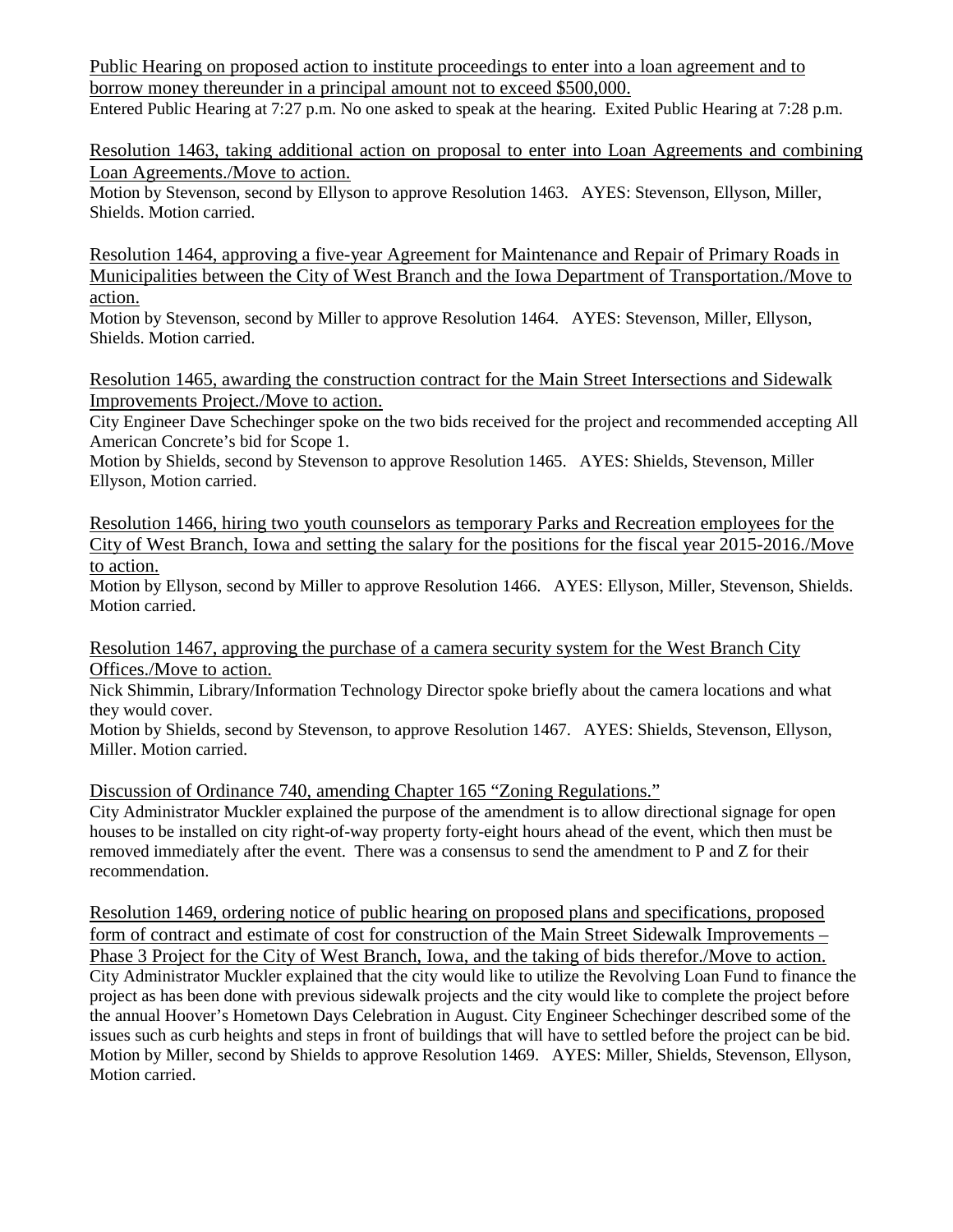Public Hearing on proposed action to institute proceedings to enter into a loan agreement and to borrow money thereunder in a principal amount not to exceed $500,000.

Entered Public Hearing at 7:27 p.m. No one asked to speak at the hearing. Exited Public Hearing at 7:28 p.m.

Resolution 1463, taking additional action on proposal to enter into Loan Agreements and combining Loan Agreements./Move to action.

Motion by Stevenson, second by Ellyson to approve Resolution 1463. AYES: Stevenson, Ellyson, Miller, Shields. Motion carried.

Resolution 1464, approving a five-year Agreement for Maintenance and Repair of Primary Roads in Municipalities between the City of West Branch and the Iowa Department of Transportation./Move to action.

Motion by Stevenson, second by Miller to approve Resolution 1464. AYES: Stevenson, Miller, Ellyson, Shields. Motion carried.

Resolution 1465, awarding the construction contract for the Main Street Intersections and Sidewalk Improvements Project./Move to action.

City Engineer Dave Schechinger spoke on the two bids received for the project and recommended accepting All American Concrete's bid for Scope 1.

Motion by Shields, second by Stevenson to approve Resolution 1465. AYES: Shields, Stevenson, Miller Ellyson, Motion carried.

Resolution 1466, hiring two youth counselors as temporary Parks and Recreation employees for the City of West Branch, Iowa and setting the salary for the positions for the fiscal year 2015-2016./Move to action.

Motion by Ellyson, second by Miller to approve Resolution 1466. AYES: Ellyson, Miller, Stevenson, Shields. Motion carried.

Resolution 1467, approving the purchase of a camera security system for the West Branch City Offices./Move to action.

Nick Shimmin, Library/Information Technology Director spoke briefly about the camera locations and what they would cover.

Motion by Shields, second by Stevenson, to approve Resolution 1467. AYES: Shields, Stevenson, Ellyson, Miller. Motion carried.

Discussion of Ordinance 740, amending Chapter 165 "Zoning Regulations."

City Administrator Muckler explained the purpose of the amendment is to allow directional signage for open houses to be installed on city right-of-way property forty-eight hours ahead of the event, which then must be removed immediately after the event. There was a consensus to send the amendment to P and Z for their recommendation.

Resolution 1469, ordering notice of public hearing on proposed plans and specifications, proposed form of contract and estimate of cost for construction of the Main Street Sidewalk Improvements – Phase 3 Project for the City of West Branch, Iowa, and the taking of bids therefor./Move to action.

City Administrator Muckler explained that the city would like to utilize the Revolving Loan Fund to finance the project as has been done with previous sidewalk projects and the city would like to complete the project before the annual Hoover's Hometown Days Celebration in August. City Engineer Schechinger described some of the issues such as curb heights and steps in front of buildings that will have to settled before the project can be bid.

Motion by Miller, second by Shields to approve Resolution 1469. AYES: Miller, Shields, Stevenson, Ellyson, Motion carried.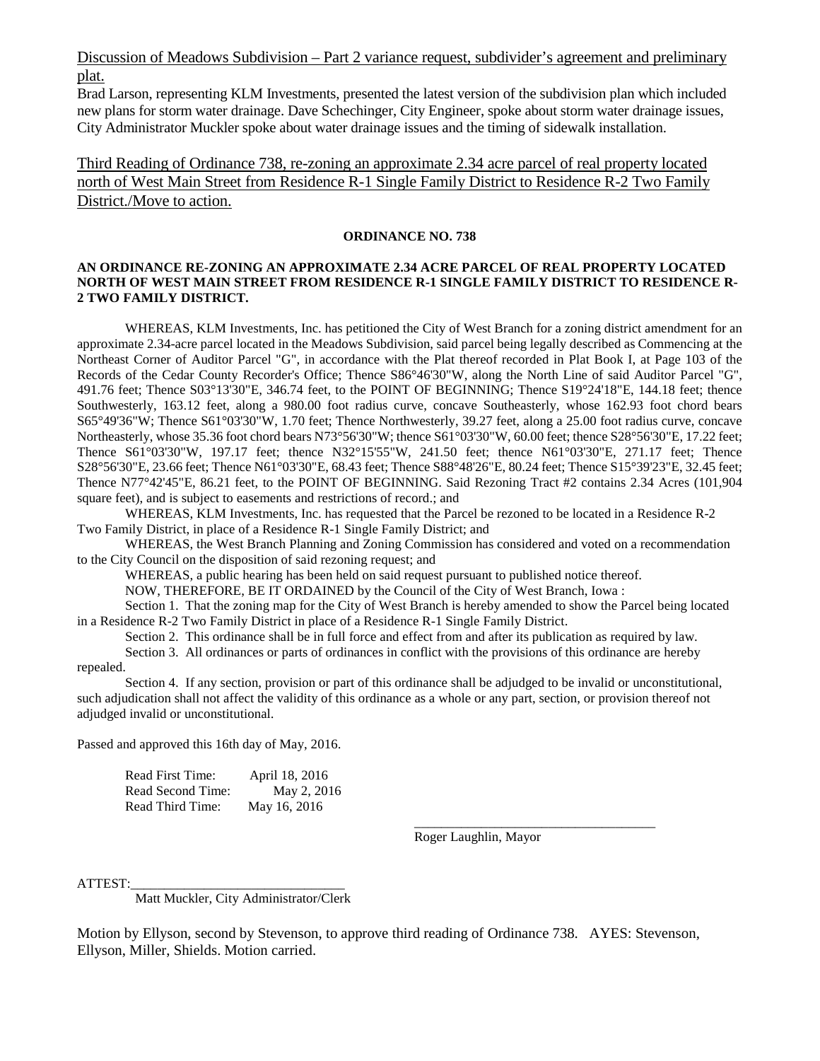Discussion of Meadows Subdivision – Part 2 variance request, subdivider's agreement and preliminary plat.

Brad Larson, representing KLM Investments, presented the latest version of the subdivision plan which included new plans for storm water drainage. Dave Schechinger, City Engineer, spoke about storm water drainage issues, City Administrator Muckler spoke about water drainage issues and the timing of sidewalk installation.

Third Reading of Ordinance 738, re-zoning an approximate 2.34 acre parcel of real property located north of West Main Street from Residence R-1 Single Family District to Residence R-2 Two Family District./Move to action.

**ORDINANCE NO. 738**

**AN ORDINANCE RE-ZONING AN APPROXIMATE 2.34 ACRE PARCEL OF REAL PROPERTY LOCATED NORTH OF WEST MAIN STREET FROM RESIDENCE R-1 SINGLE FAMILY DISTRICT TO RESIDENCE R-2 TWO FAMILY DISTRICT.**

WHEREAS, KLM Investments, Inc. has petitioned the City of West Branch for a zoning district amendment for an approximate 2.34-acre parcel located in the Meadows Subdivision, said parcel being legally described as Commencing at the Northeast Corner of Auditor Parcel "G", in accordance with the Plat thereof recorded in Plat Book I, at Page 103 of the Records of the Cedar County Recorder's Office; Thence S86°46'30"W, along the North Line of said Auditor Parcel "G", 491.76 feet; Thence S03°13'30"E, 346.74 feet, to the POINT OF BEGINNING; Thence S19°24'18"E, 144.18 feet; thence Southwesterly, 163.12 feet, along a 980.00 foot radius curve, concave Southeasterly, whose 162.93 foot chord bears S65°49'36"W; Thence S61°03'30"W, 1.70 feet; Thence Northwesterly, 39.27 feet, along a 25.00 foot radius curve, concave Northeasterly, whose 35.36 foot chord bears N73°56'30"W; thence S61°03'30"W, 60.00 feet; thence S28°56'30"E, 17.22 feet; Thence S61°03'30"W, 197.17 feet; thence N32°15'55"W, 241.50 feet; thence N61°03'30"E, 271.17 feet; Thence S28°56'30"E, 23.66 feet; Thence N61°03'30"E, 68.43 feet; Thence S88°48'26"E, 80.24 feet; Thence S15°39'23"E, 32.45 feet; Thence N77°42'45"E, 86.21 feet, to the POINT OF BEGINNING. Said Rezoning Tract #2 contains 2.34 Acres (101,904 square feet), and is subject to easements and restrictions of record.; and

WHEREAS, KLM Investments, Inc. has requested that the Parcel be rezoned to be located in a Residence R-2 Two Family District, in place of a Residence R-1 Single Family District; and

WHEREAS, the West Branch Planning and Zoning Commission has considered and voted on a recommendation to the City Council on the disposition of said rezoning request; and

WHEREAS, a public hearing has been held on said request pursuant to published notice thereof.

NOW, THEREFORE, BE IT ORDAINED by the Council of the City of West Branch, Iowa :

Section 1. That the zoning map for the City of West Branch is hereby amended to show the Parcel being located in a Residence R-2 Two Family District in place of a Residence R-1 Single Family District.

Section 2. This ordinance shall be in full force and effect from and after its publication as required by law.

Section 3. All ordinances or parts of ordinances in conflict with the provisions of this ordinance are hereby repealed.

Section 4. If any section, provision or part of this ordinance shall be adjudged to be invalid or unconstitutional, such adjudication shall not affect the validity of this ordinance as a whole or any part, section, or provision thereof not adjudged invalid or unconstitutional.

Passed and approved this 16th day of May, 2016.

Read First Time: April 18, 2016
Read Second Time: May 2, 2016
Read Third Time: May 16, 2016

\_\_\_\_\_\_\_\_\_\_\_\_\_\_\_\_\_\_\_\_\_\_\_\_\_\_\_\_\_\_\_\_\_\_\_
Roger Laughlin, Mayor

ATTEST:\_\_\_\_\_\_\_\_\_\_\_\_\_\_\_\_\_\_\_\_\_\_\_\_\_\_\_\_\_\_\_
Matt Muckler, City Administrator/Clerk

Motion by Ellyson, second by Stevenson, to approve third reading of Ordinance 738. AYES: Stevenson, Ellyson, Miller, Shields. Motion carried.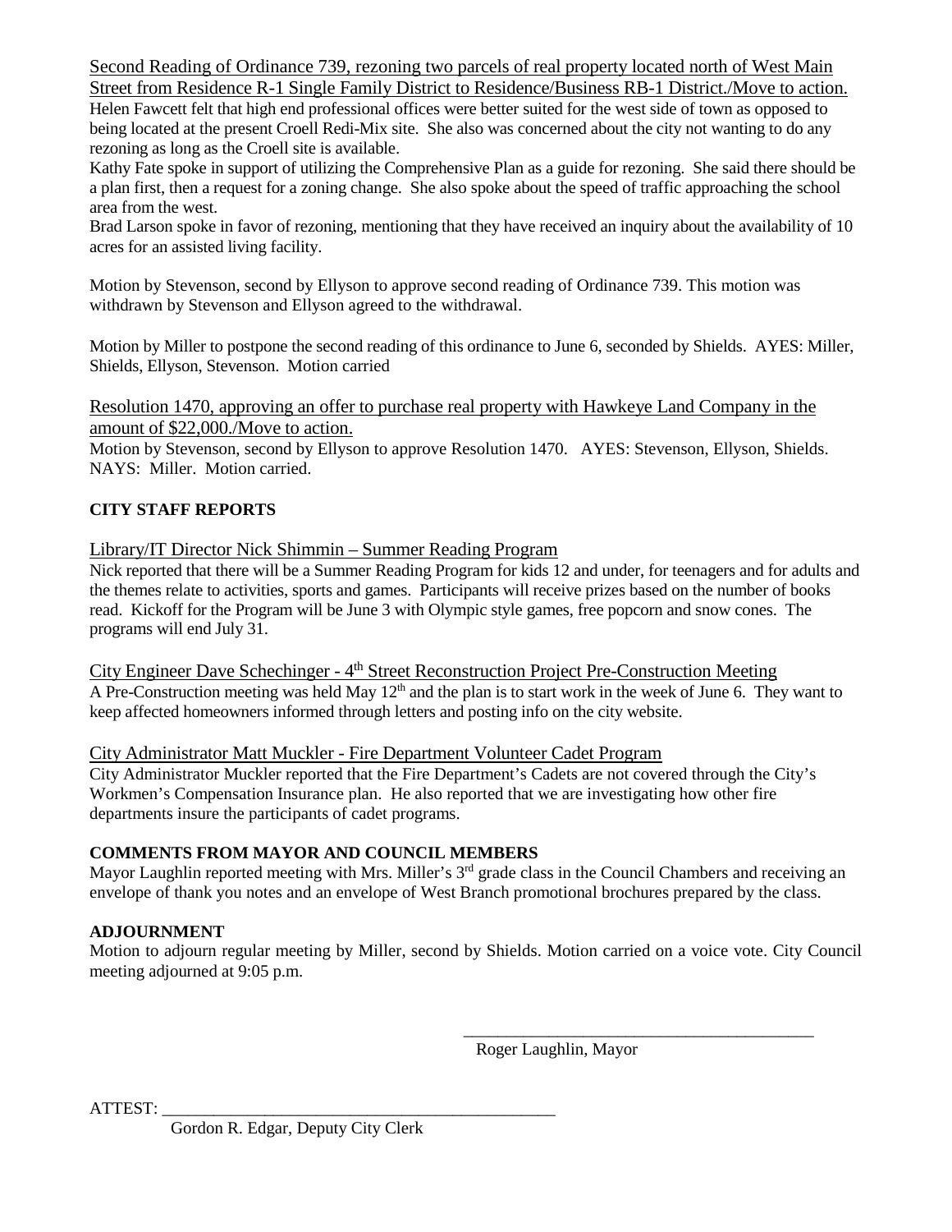Second Reading of Ordinance 739, rezoning two parcels of real property located north of West Main Street from Residence R-1 Single Family District to Residence/Business RB-1 District./Move to action.

Helen Fawcett felt that high end professional offices were better suited for the west side of town as opposed to being located at the present Croell Redi-Mix site. She also was concerned about the city not wanting to do any rezoning as long as the Croell site is available.

Kathy Fate spoke in support of utilizing the Comprehensive Plan as a guide for rezoning. She said there should be a plan first, then a request for a zoning change. She also spoke about the speed of traffic approaching the school area from the west.

Brad Larson spoke in favor of rezoning, mentioning that they have received an inquiry about the availability of 10 acres for an assisted living facility.

Motion by Stevenson, second by Ellyson to approve second reading of Ordinance 739. This motion was withdrawn by Stevenson and Ellyson agreed to the withdrawal.

Motion by Miller to postpone the second reading of this ordinance to June 6, seconded by Shields. AYES: Miller, Shields, Ellyson, Stevenson. Motion carried

Resolution 1470, approving an offer to purchase real property with Hawkeye Land Company in the amount of $22,000./Move to action.

Motion by Stevenson, second by Ellyson to approve Resolution 1470. AYES: Stevenson, Ellyson, Shields. NAYS: Miller. Motion carried.

**CITY STAFF REPORTS**

Library/IT Director Nick Shimmin – Summer Reading Program

Nick reported that there will be a Summer Reading Program for kids 12 and under, for teenagers and for adults and the themes relate to activities, sports and games. Participants will receive prizes based on the number of books read. Kickoff for the Program will be June 3 with Olympic style games, free popcorn and snow cones. The programs will end July 31.

City Engineer Dave Schechinger - 4th Street Reconstruction Project Pre-Construction Meeting

A Pre-Construction meeting was held May 12th and the plan is to start work in the week of June 6. They want to keep affected homeowners informed through letters and posting info on the city website.

City Administrator Matt Muckler - Fire Department Volunteer Cadet Program

City Administrator Muckler reported that the Fire Department's Cadets are not covered through the City's Workmen's Compensation Insurance plan. He also reported that we are investigating how other fire departments insure the participants of cadet programs.

**COMMENTS FROM MAYOR AND COUNCIL MEMBERS**

Mayor Laughlin reported meeting with Mrs. Miller's 3rd grade class in the Council Chambers and receiving an envelope of thank you notes and an envelope of West Branch promotional brochures prepared by the class.

**ADJOURNMENT**

Motion to adjourn regular meeting by Miller, second by Shields. Motion carried on a voice vote. City Council meeting adjourned at 9:05 p.m.

\_\_\_\_\_\_\_\_\_\_\_\_\_\_\_\_\_\_\_\_\_\_\_\_\_\_\_\_\_\_\_\_\_\_\_\_\_\_\_\_\_\_\_\_

Roger Laughlin, Mayor

ATTEST: \_\_\_\_\_\_\_\_\_\_\_\_\_\_\_\_\_\_\_\_\_\_\_\_\_\_\_\_\_\_\_\_\_\_\_\_\_\_\_\_\_\_\_\_\_\_\_

Gordon R. Edgar, Deputy City Clerk